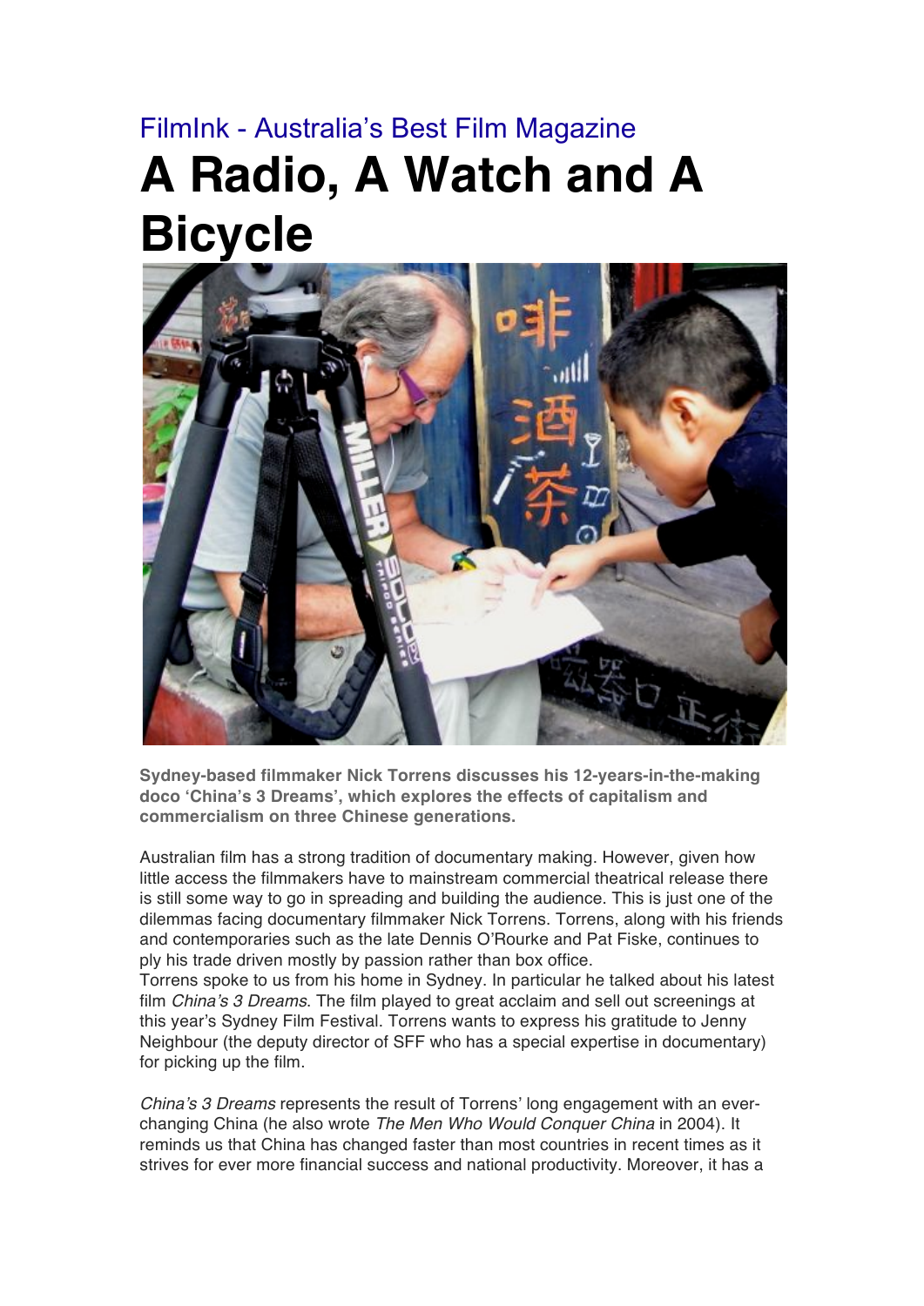FilmInk - Australia's Best Film Magazine

# A Radio, A Watch and A Bicycle

**Sydney-based filmmaker Nick Torrens discusses his 12-years-in-the-making doco 'China's 3 Dreams', which explores the effects of capitalism and commercialism on three Chinese generations.**

Australian film has a strong tradition of documentary making. However, given how little access the filmmakers have to mainstream commercial theatrical release there is still some way to go in spreading and building the audience. This is just one of the dilemmas facing documentary filmmaker Nick Torrens. Torrens, along with his friends and contemporaries such as the late Dennis O'Rourke and Pat Fiske, continues to ply his trade driven mostly by passion rather than box office.
Torrens spoke to us from his home in Sydney. In particular he talked about his latest film *China's 3 Dreams*. The film played to great acclaim and sell out screenings at this year's Sydney Film Festival. Torrens wants to express his gratitude to Jenny Neighbour (the deputy director of SFF who has a special expertise in documentary) for picking up the film.

*China's 3 Dreams* represents the result of Torrens' long engagement with an ever-changing China (he also wrote *The Men Who Would Conquer China* in 2004). It reminds us that China has changed faster than most countries in recent times as it strives for ever more financial success and national productivity. Moreover, it has a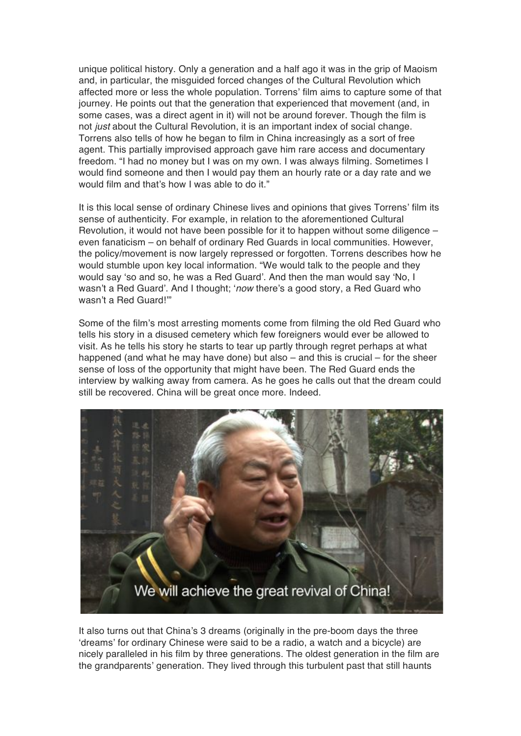unique political history. Only a generation and a half ago it was in the grip of Maoism and, in particular, the misguided forced changes of the Cultural Revolution which affected more or less the whole population. Torrens' film aims to capture some of that journey. He points out that the generation that experienced that movement (and, in some cases, was a direct agent in it) will not be around forever. Though the film is not *just* about the Cultural Revolution, it is an important index of social change. Torrens also tells of how he began to film in China increasingly as a sort of free agent. This partially improvised approach gave him rare access and documentary freedom. "I had no money but I was on my own. I was always filming. Sometimes I would find someone and then I would pay them an hourly rate or a day rate and we would film and that's how I was able to do it."

It is this local sense of ordinary Chinese lives and opinions that gives Torrens' film its sense of authenticity. For example, in relation to the aforementioned Cultural Revolution, it would not have been possible for it to happen without some diligence – even fanaticism – on behalf of ordinary Red Guards in local communities. However, the policy/movement is now largely repressed or forgotten. Torrens describes how he would stumble upon key local information. "We would talk to the people and they would say 'so and so, he was a Red Guard'. And then the man would say 'No, I wasn't a Red Guard'. And I thought; '*now* there's a good story, a Red Guard who wasn't a Red Guard!'"

Some of the film's most arresting moments come from filming the old Red Guard who tells his story in a disused cemetery which few foreigners would ever be allowed to visit. As he tells his story he starts to tear up partly through regret perhaps at what happened (and what he may have done) but also – and this is crucial – for the sheer sense of loss of the opportunity that might have been. The Red Guard ends the interview by walking away from camera. As he goes he calls out that the dream could still be recovered. China will be great once more. Indeed.

It also turns out that China's 3 dreams (originally in the pre-boom days the three 'dreams' for ordinary Chinese were said to be a radio, a watch and a bicycle) are nicely paralleled in his film by three generations. The oldest generation in the film are the grandparents' generation. They lived through this turbulent past that still haunts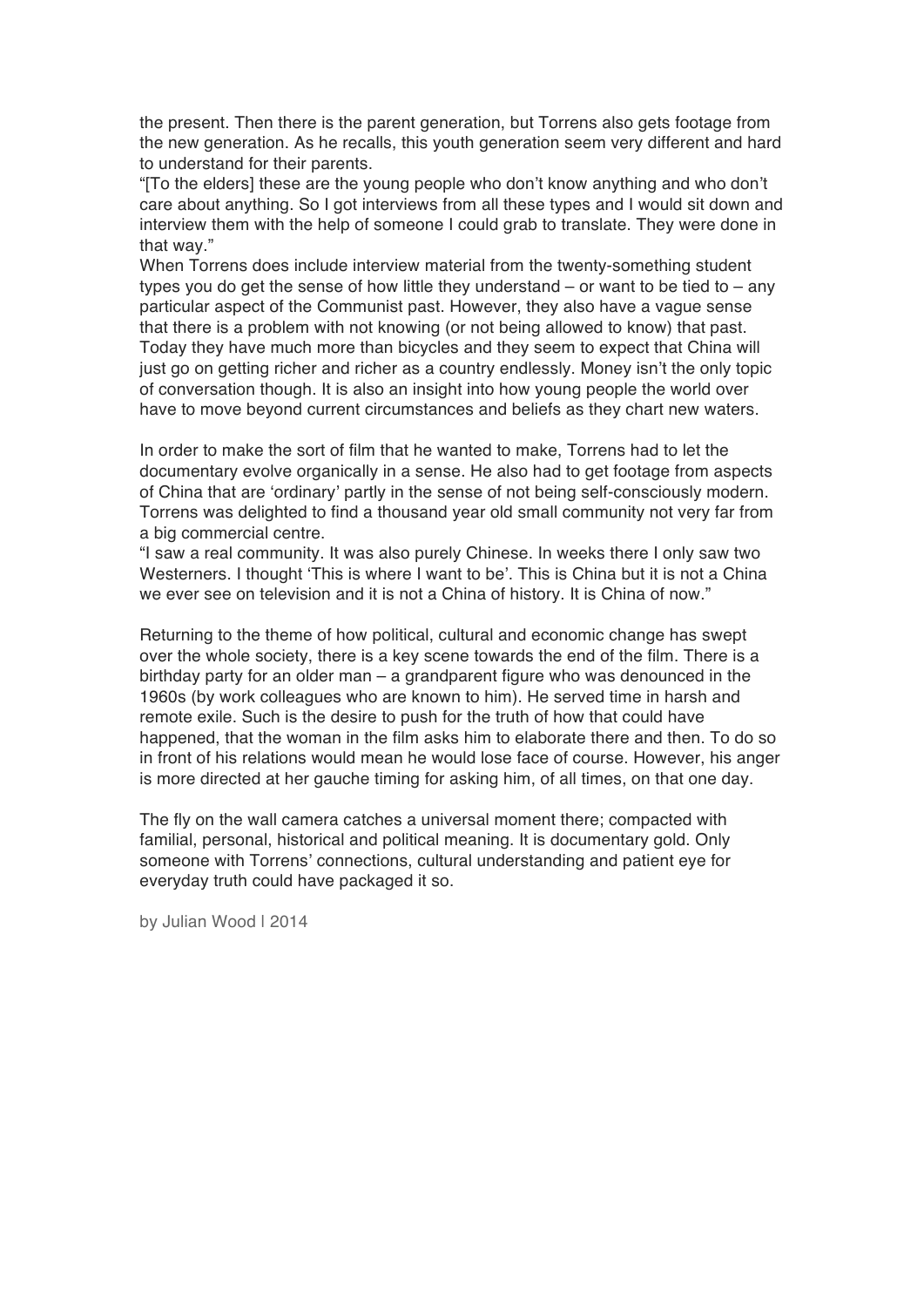the present. Then there is the parent generation, but Torrens also gets footage from the new generation. As he recalls, this youth generation seem very different and hard to understand for their parents.

"[To the elders] these are the young people who don't know anything and who don't care about anything. So I got interviews from all these types and I would sit down and interview them with the help of someone I could grab to translate. They were done in that way."

When Torrens does include interview material from the twenty-something student types you do get the sense of how little they understand – or want to be tied to – any particular aspect of the Communist past. However, they also have a vague sense that there is a problem with not knowing (or not being allowed to know) that past. Today they have much more than bicycles and they seem to expect that China will just go on getting richer and richer as a country endlessly. Money isn't the only topic of conversation though. It is also an insight into how young people the world over have to move beyond current circumstances and beliefs as they chart new waters.

In order to make the sort of film that he wanted to make, Torrens had to let the documentary evolve organically in a sense. He also had to get footage from aspects of China that are 'ordinary' partly in the sense of not being self-consciously modern. Torrens was delighted to find a thousand year old small community not very far from a big commercial centre.

"I saw a real community. It was also purely Chinese. In weeks there I only saw two Westerners. I thought 'This is where I want to be'. This is China but it is not a China we ever see on television and it is not a China of history. It is China of now."

Returning to the theme of how political, cultural and economic change has swept over the whole society, there is a key scene towards the end of the film. There is a birthday party for an older man – a grandparent figure who was denounced in the 1960s (by work colleagues who are known to him). He served time in harsh and remote exile. Such is the desire to push for the truth of how that could have happened, that the woman in the film asks him to elaborate there and then. To do so in front of his relations would mean he would lose face of course. However, his anger is more directed at her gauche timing for asking him, of all times, on that one day.

The fly on the wall camera catches a universal moment there; compacted with familial, personal, historical and political meaning. It is documentary gold. Only someone with Torrens' connections, cultural understanding and patient eye for everyday truth could have packaged it so.

by Julian Wood | 2014